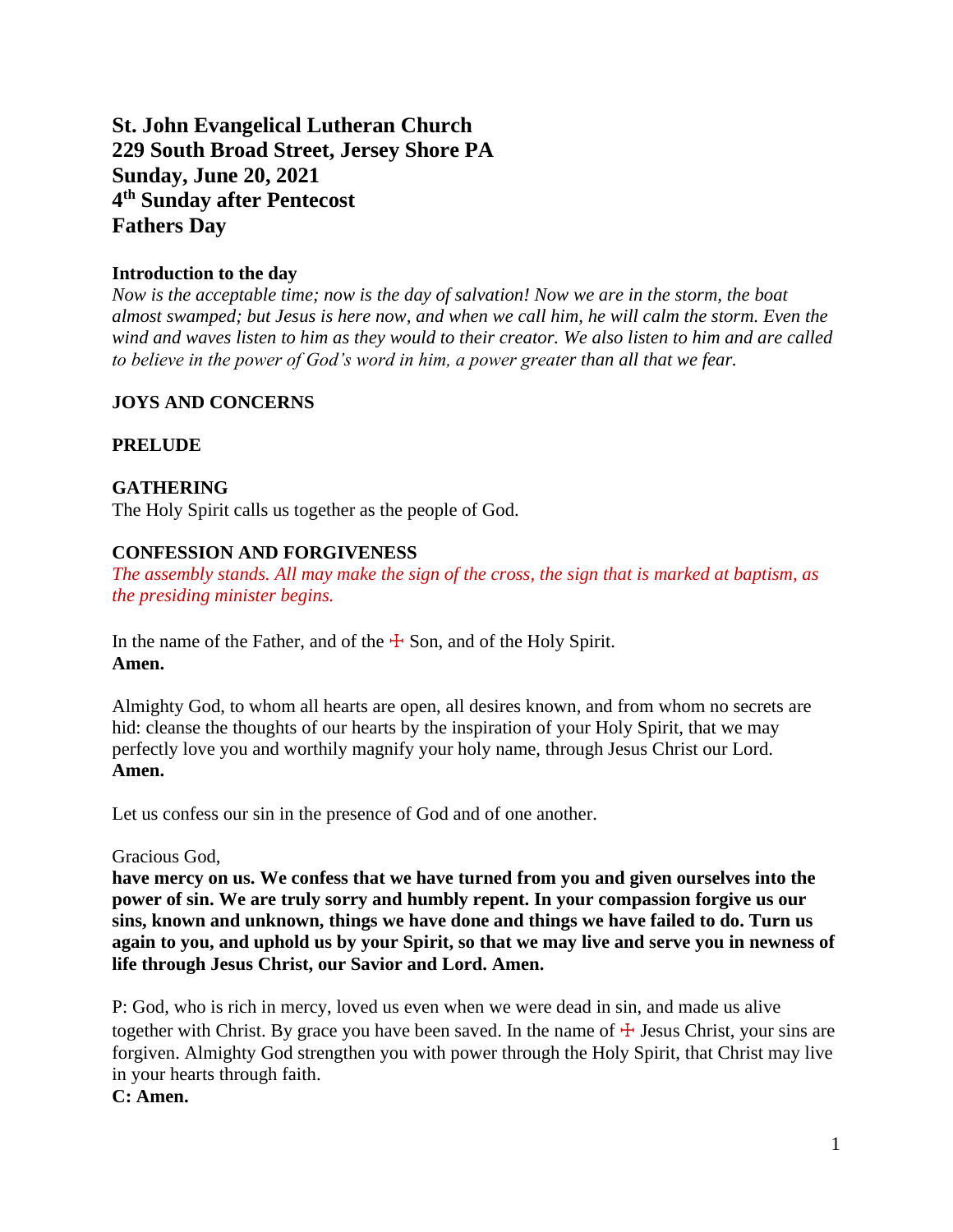# St. John Evangelical Lutheran Church
# 229 South Broad Street, Jersey Shore PA
# Sunday, June 20, 2021
# 4th Sunday after Pentecost
# Fathers Day

**Introduction to the day**

*Now is the acceptable time; now is the day of salvation! Now we are in the storm, the boat almost swamped; but Jesus is here now, and when we call him, he will calm the storm. Even the wind and waves listen to him as they would to their creator. We also listen to him and are called to believe in the power of God's word in him, a power greater than all that we fear.*

**JOYS AND CONCERNS**

**PRELUDE**

**GATHERING**

The Holy Spirit calls us together as the people of God.

**CONFESSION AND FORGIVENESS**

*The assembly stands. All may make the sign of the cross, the sign that is marked at baptism, as the presiding minister begins.*

In the name of the Father, and of the ☩ Son, and of the Holy Spirit.
**Amen.**

Almighty God, to whom all hearts are open, all desires known, and from whom no secrets are hid: cleanse the thoughts of our hearts by the inspiration of your Holy Spirit, that we may perfectly love you and worthily magnify your holy name, through Jesus Christ our Lord.
**Amen.**

Let us confess our sin in the presence of God and of one another.

Gracious God,
**have mercy on us. We confess that we have turned from you and given ourselves into the power of sin. We are truly sorry and humbly repent. In your compassion forgive us our sins, known and unknown, things we have done and things we have failed to do. Turn us again to you, and uphold us by your Spirit, so that we may live and serve you in newness of life through Jesus Christ, our Savior and Lord. Amen.**

P: God, who is rich in mercy, loved us even when we were dead in sin, and made us alive together with Christ. By grace you have been saved. In the name of ☩ Jesus Christ, your sins are forgiven. Almighty God strengthen you with power through the Holy Spirit, that Christ may live in your hearts through faith.
**C: Amen.**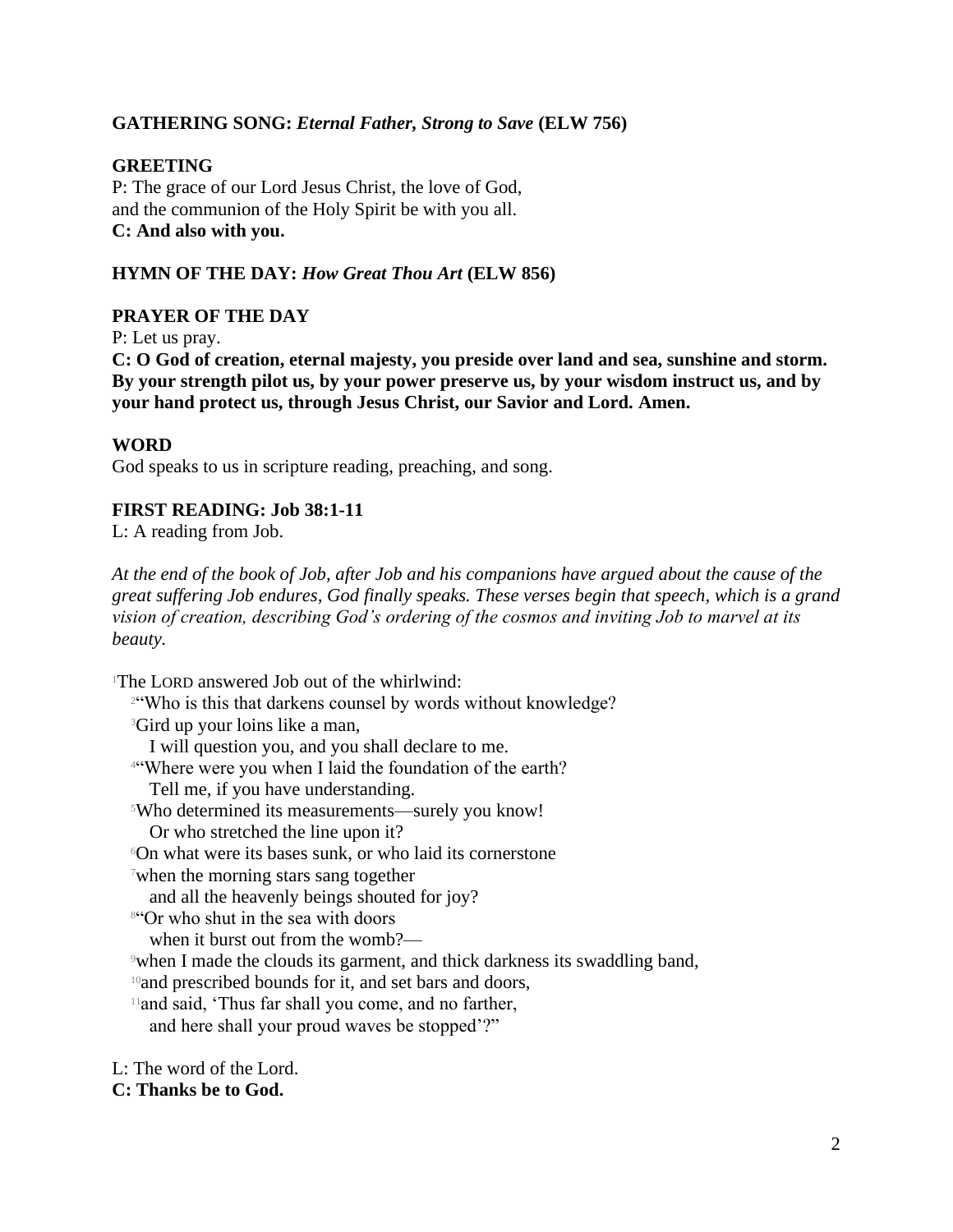**GATHERING SONG:** ***Eternal Father, Strong to Save*** **(ELW 756)**

**GREETING**

P: The grace of our Lord Jesus Christ, the love of God,
and the communion of the Holy Spirit be with you all.
**C: And also with you.**

**HYMN OF THE DAY:** ***How Great Thou Art*** **(ELW 856)**

**PRAYER OF THE DAY**

P: Let us pray.
**C: O God of creation, eternal majesty, you preside over land and sea, sunshine and storm. By your strength pilot us, by your power preserve us, by your wisdom instruct us, and by your hand protect us, through Jesus Christ, our Savior and Lord. Amen.**

**WORD**

God speaks to us in scripture reading, preaching, and song.

**FIRST READING: Job 38:1-11**

L: A reading from Job.

*At the end of the book of Job, after Job and his companions have argued about the cause of the great suffering Job endures, God finally speaks. These verses begin that speech, which is a grand vision of creation, describing God's ordering of the cosmos and inviting Job to marvel at its beauty.*

[1]The LORD answered Job out of the whirlwind:
[2]"Who is this that darkens counsel by words without knowledge?
[3]Gird up your loins like a man,
I will question you, and you shall declare to me.
[4]"Where were you when I laid the foundation of the earth?
Tell me, if you have understanding.
[5]Who determined its measurements—surely you know!
Or who stretched the line upon it?
[6]On what were its bases sunk, or who laid its cornerstone
[7]when the morning stars sang together
and all the heavenly beings shouted for joy?
[8]"Or who shut in the sea with doors
when it burst out from the womb?—
[9]when I made the clouds its garment, and thick darkness its swaddling band,
[10]and prescribed bounds for it, and set bars and doors,
[11]and said, 'Thus far shall you come, and no farther,
and here shall your proud waves be stopped'?"

L: The word of the Lord.
**C: Thanks be to God.**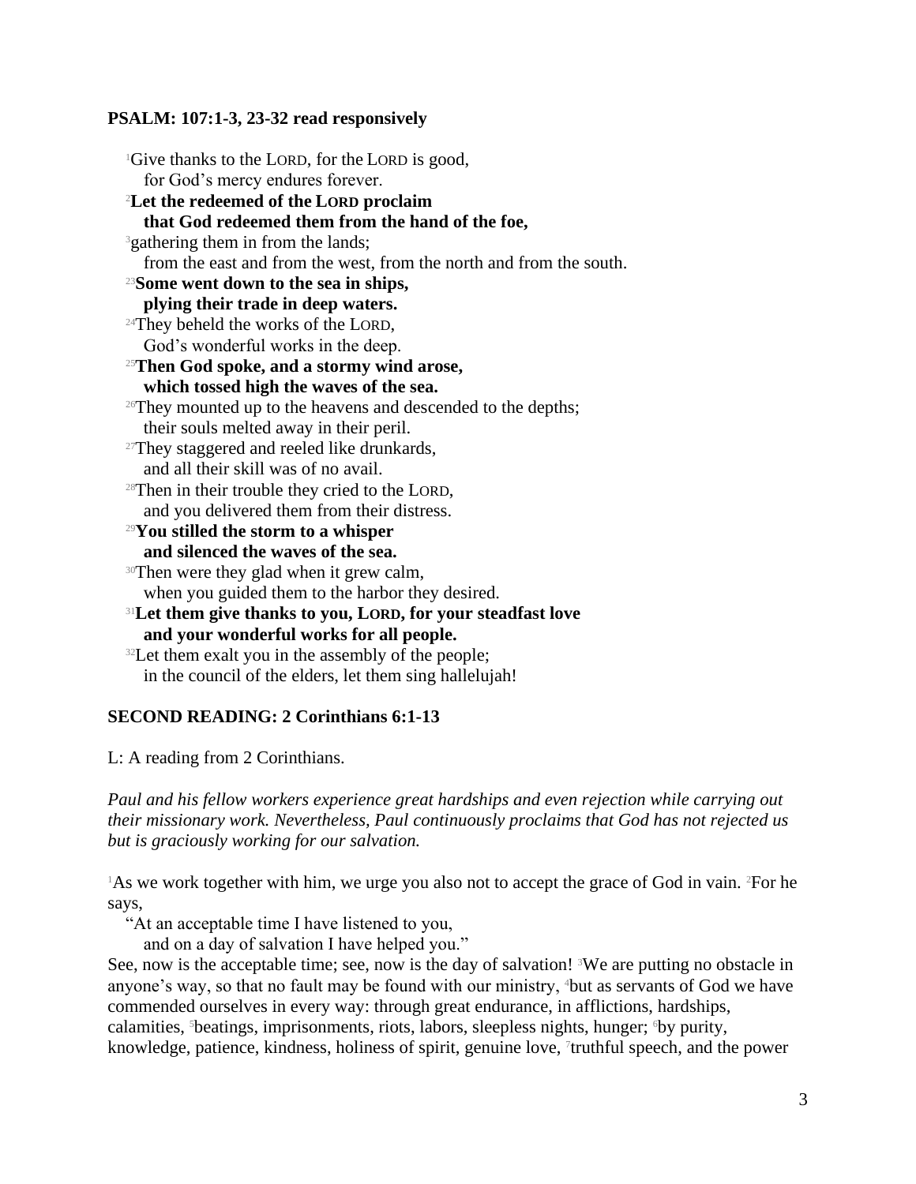**PSALM: 107:1-3, 23-32 read responsively**

[1]Give thanks to the LORD, for the LORD is good,
for God's mercy endures forever.
**[2]Let the redeemed of the LORD proclaim**
**that God redeemed them from the hand of the foe,**
[3]gathering them in from the lands;
from the east and from the west, from the north and from the south.
**[23]Some went down to the sea in ships,**
**plying their trade in deep waters.**
[24]They beheld the works of the LORD,
God's wonderful works in the deep.
**[25]Then God spoke, and a stormy wind arose,**
**which tossed high the waves of the sea.**
[26]They mounted up to the heavens and descended to the depths;
their souls melted away in their peril.
[27]They staggered and reeled like drunkards,
and all their skill was of no avail.
[28]Then in their trouble they cried to the LORD,
and you delivered them from their distress.
**[29]You stilled the storm to a whisper**
**and silenced the waves of the sea.**
[30]Then were they glad when it grew calm,
when you guided them to the harbor they desired.
**[31]Let them give thanks to you, LORD, for your steadfast love**
**and your wonderful works for all people.**
[32]Let them exalt you in the assembly of the people;
in the council of the elders, let them sing hallelujah!

**SECOND READING: 2 Corinthians 6:1-13**

L: A reading from 2 Corinthians.

*Paul and his fellow workers experience great hardships and even rejection while carrying out their missionary work. Nevertheless, Paul continuously proclaims that God has not rejected us but is graciously working for our salvation.*

[1]As we work together with him, we urge you also not to accept the grace of God in vain. [2]For he says,

"At an acceptable time I have listened to you,
and on a day of salvation I have helped you."

See, now is the acceptable time; see, now is the day of salvation! [3]We are putting no obstacle in anyone's way, so that no fault may be found with our ministry, [4]but as servants of God we have commended ourselves in every way: through great endurance, in afflictions, hardships, calamities, [5]beatings, imprisonments, riots, labors, sleepless nights, hunger; [6]by purity, knowledge, patience, kindness, holiness of spirit, genuine love, [7]truthful speech, and the power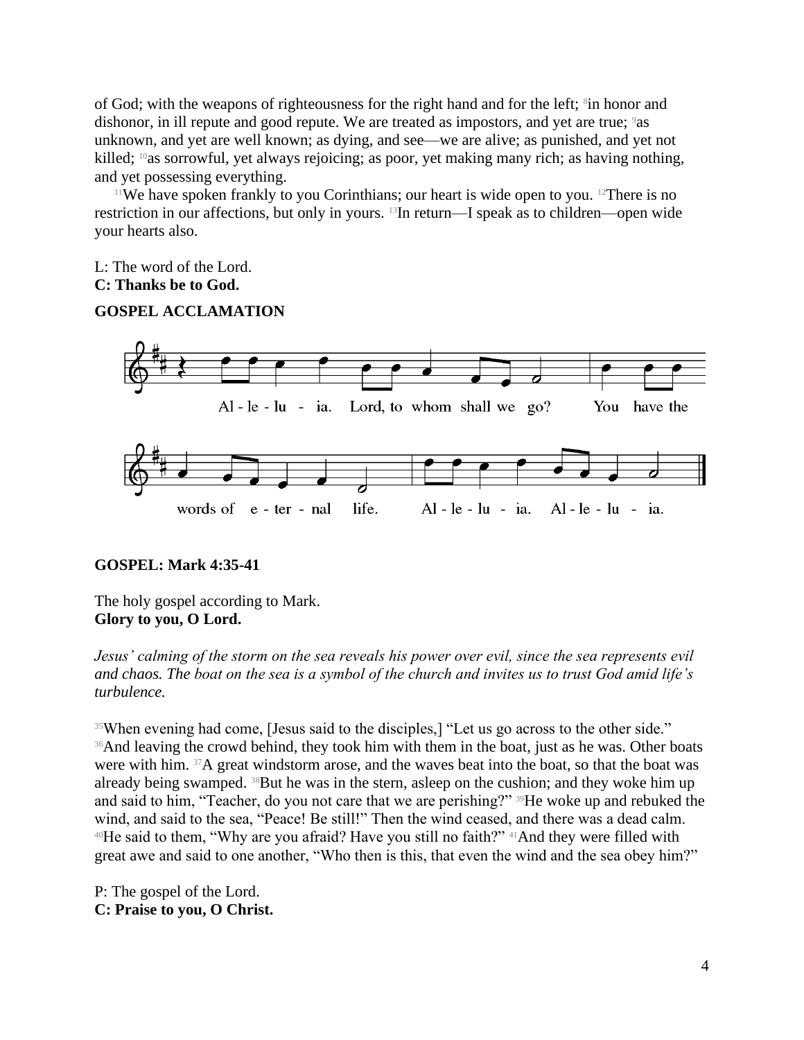of God; with the weapons of righteousness for the right hand and for the left; [8]in honor and dishonor, in ill repute and good repute. We are treated as impostors, and yet are true; [9]as unknown, and yet are well known; as dying, and see—we are alive; as punished, and yet not killed; [10]as sorrowful, yet always rejoicing; as poor, yet making many rich; as having nothing, and yet possessing everything.

[11]We have spoken frankly to you Corinthians; our heart is wide open to you. [12]There is no restriction in our affections, but only in yours. [13]In return—I speak as to children—open wide your hearts also.

L: The word of the Lord.
**C: Thanks be to God.**

**GOSPEL ACCLAMATION**

Al - le - lu - ia. Lord, to whom shall we go? You have the words of e - ter - nal life. Al - le - lu - ia. Al - le - lu - ia.

**GOSPEL: Mark 4:35-41**

The holy gospel according to Mark.
**Glory to you, O Lord.**

*Jesus' calming of the storm on the sea reveals his power over evil, since the sea represents evil and chaos. The boat on the sea is a symbol of the church and invites us to trust God amid life's turbulence.*

[35]When evening had come, [Jesus said to the disciples,] "Let us go across to the other side." [36]And leaving the crowd behind, they took him with them in the boat, just as he was. Other boats were with him. [37]A great windstorm arose, and the waves beat into the boat, so that the boat was already being swamped. [38]But he was in the stern, asleep on the cushion; and they woke him up and said to him, "Teacher, do you not care that we are perishing?" [39]He woke up and rebuked the wind, and said to the sea, "Peace! Be still!" Then the wind ceased, and there was a dead calm. [40]He said to them, "Why are you afraid? Have you still no faith?" [41]And they were filled with great awe and said to one another, "Who then is this, that even the wind and the sea obey him?"

P: The gospel of the Lord.
**C: Praise to you, O Christ.**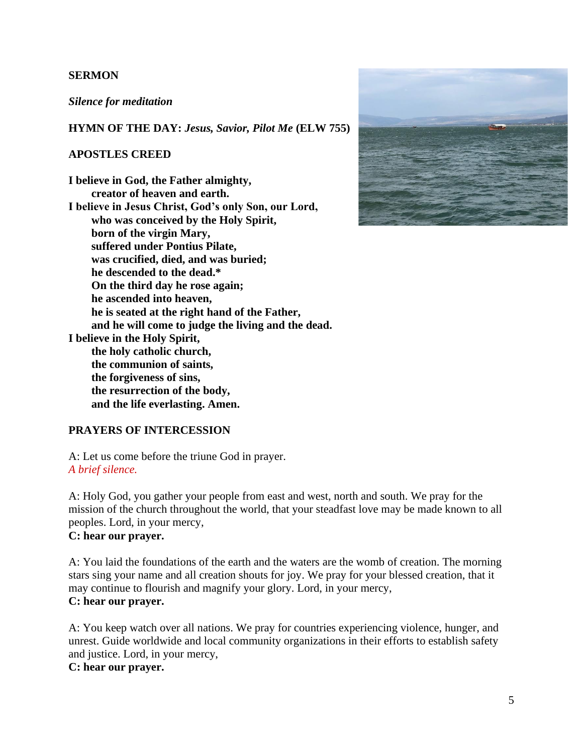**SERMON**

***Silence for meditation***

**HYMN OF THE DAY:** ***Jesus, Savior, Pilot Me*** **(ELW 755)**

**APOSTLES CREED**

**I believe in God, the Father almighty,**
**creator of heaven and earth.**
**I believe in Jesus Christ, God's only Son, our Lord,**
**who was conceived by the Holy Spirit,**
**born of the virgin Mary,**
**suffered under Pontius Pilate,**
**was crucified, died, and was buried;**
**he descended to the dead.***
**On the third day he rose again;**
**he ascended into heaven,**
**he is seated at the right hand of the Father,**
**and he will come to judge the living and the dead.**
**I believe in the Holy Spirit,**
**the holy catholic church,**
**the communion of saints,**
**the forgiveness of sins,**
**the resurrection of the body,**
**and the life everlasting. Amen.**

**PRAYERS OF INTERCESSION**

A: Let us come before the triune God in prayer.
*A brief silence.*

A: Holy God, you gather your people from east and west, north and south. We pray for the mission of the church throughout the world, that your steadfast love may be made known to all peoples. Lord, in your mercy,
**C: hear our prayer.**

A: You laid the foundations of the earth and the waters are the womb of creation. The morning stars sing your name and all creation shouts for joy. We pray for your blessed creation, that it may continue to flourish and magnify your glory. Lord, in your mercy,
**C: hear our prayer.**

A: You keep watch over all nations. We pray for countries experiencing violence, hunger, and unrest. Guide worldwide and local community organizations in their efforts to establish safety and justice. Lord, in your mercy,
**C: hear our prayer.**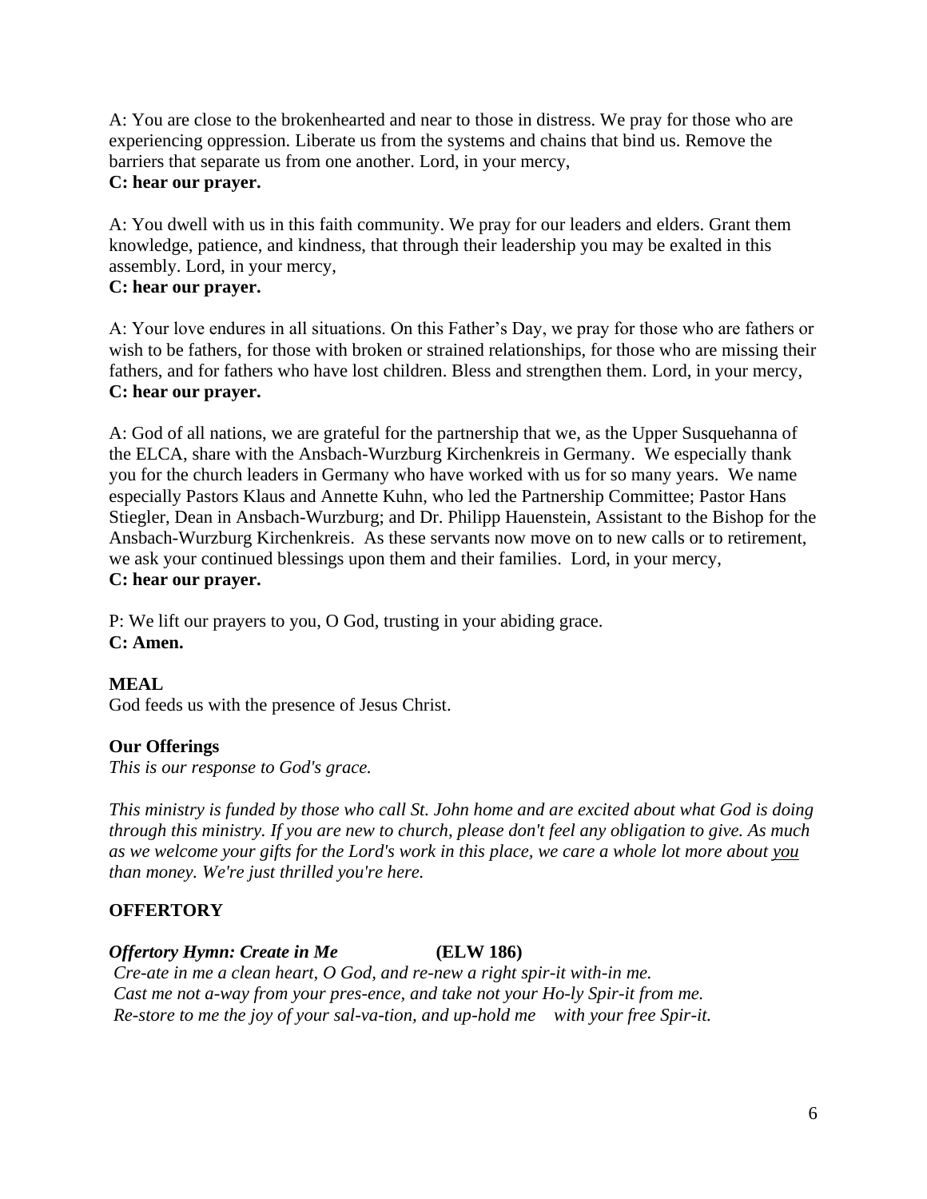A: You are close to the brokenhearted and near to those in distress. We pray for those who are experiencing oppression. Liberate us from the systems and chains that bind us. Remove the barriers that separate us from one another. Lord, in your mercy,
**C: hear our prayer.**

A: You dwell with us in this faith community. We pray for our leaders and elders. Grant them knowledge, patience, and kindness, that through their leadership you may be exalted in this assembly. Lord, in your mercy,
**C: hear our prayer.**

A: Your love endures in all situations. On this Father's Day, we pray for those who are fathers or wish to be fathers, for those with broken or strained relationships, for those who are missing their fathers, and for fathers who have lost children. Bless and strengthen them. Lord, in your mercy,
**C: hear our prayer.**

A: God of all nations, we are grateful for the partnership that we, as the Upper Susquehanna of the ELCA, share with the Ansbach-Wurzburg Kirchenkreis in Germany. We especially thank you for the church leaders in Germany who have worked with us for so many years. We name especially Pastors Klaus and Annette Kuhn, who led the Partnership Committee; Pastor Hans Stiegler, Dean in Ansbach-Wurzburg; and Dr. Philipp Hauenstein, Assistant to the Bishop for the Ansbach-Wurzburg Kirchenkreis. As these servants now move on to new calls or to retirement, we ask your continued blessings upon them and their families. Lord, in your mercy,
**C: hear our prayer.**

P: We lift our prayers to you, O God, trusting in your abiding grace.
**C: Amen.**

**MEAL**
God feeds us with the presence of Jesus Christ.

**Our Offerings**
*This is our response to God's grace.*

*This ministry is funded by those who call St. John home and are excited about what God is doing through this ministry. If you are new to church, please don't feel any obligation to give. As much as we welcome your gifts for the Lord's work in this place, we care a whole lot more about <u>you</u> than money. We're just thrilled you're here.*

**OFFERTORY**

***Offertory Hymn: Create in Me*** **(ELW 186)**
*Cre-ate in me a clean heart, O God, and re-new a right spir-it with-in me.*
*Cast me not a-way from your pres-ence, and take not your Ho-ly Spir-it from me.*
*Re-store to me the joy of your sal-va-tion, and up-hold me with your free Spir-it.*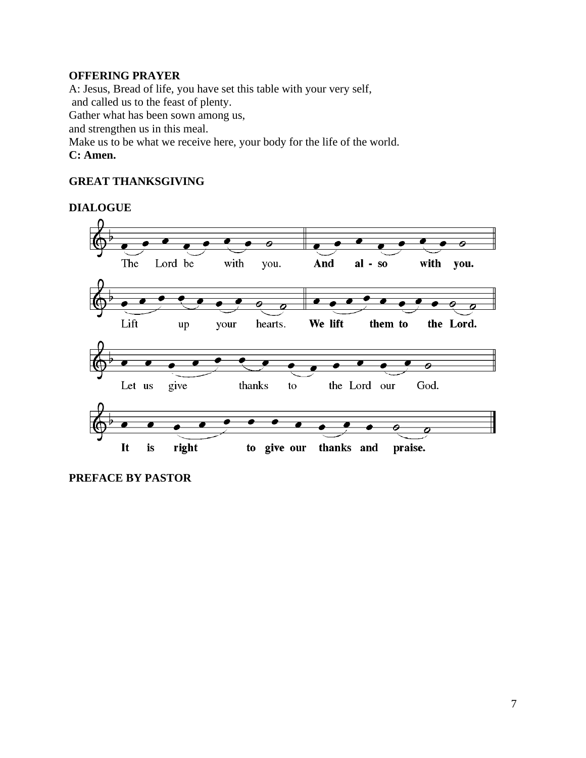**OFFERING PRAYER**

A: Jesus, Bread of life, you have set this table with your very self,
and called us to the feast of plenty.
Gather what has been sown among us,
and strengthen us in this meal.
Make us to be what we receive here, your body for the life of the world.
**C: Amen.**

**GREAT THANKSGIVING**

**DIALOGUE**

The Lord be with you. **And al - so with you.**

Lift up your hearts. **We lift them to the Lord.**

Let us give thanks to the Lord our God.

**It is right to give our thanks and praise.**

**PREFACE BY PASTOR**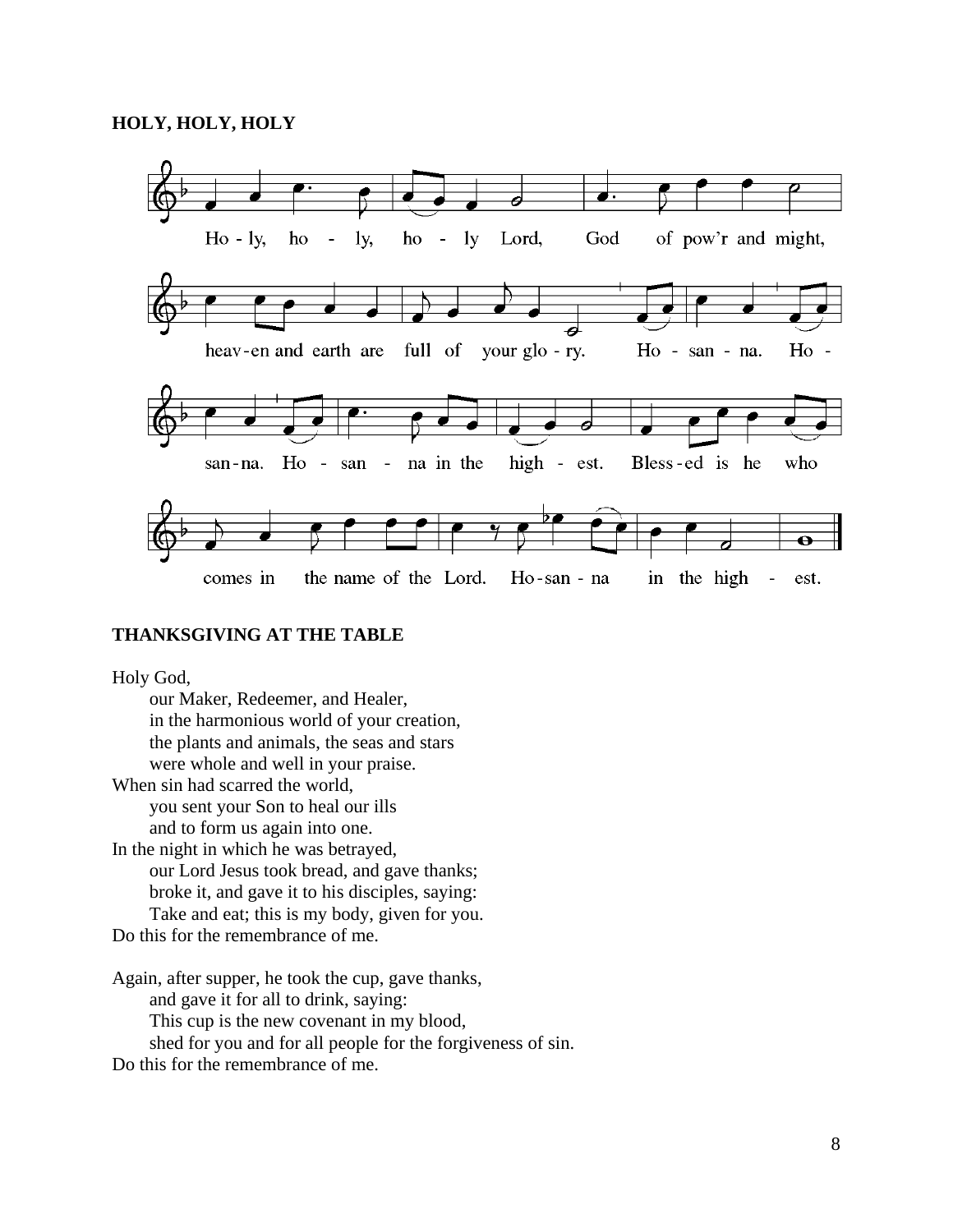### HOLY, HOLY, HOLY

Ho - ly, ho - ly, ho - ly Lord, God of pow'r and might,

heav-en and earth are full of your glo - ry. Ho - san - na. Ho -

san-na. Ho - san - na in the high - est. Bless-ed is he who

comes in the name of the Lord. Ho-san - na in the high - est.

### THANKSGIVING AT THE TABLE

Holy God,
 our Maker, Redeemer, and Healer,
 in the harmonious world of your creation,
 the plants and animals, the seas and stars
 were whole and well in your praise.
When sin had scarred the world,
 you sent your Son to heal our ills
 and to form us again into one.
In the night in which he was betrayed,
 our Lord Jesus took bread, and gave thanks;
 broke it, and gave it to his disciples, saying:
 Take and eat; this is my body, given for you.
Do this for the remembrance of me.

Again, after supper, he took the cup, gave thanks,
 and gave it for all to drink, saying:
 This cup is the new covenant in my blood,
 shed for you and for all people for the forgiveness of sin.
Do this for the remembrance of me.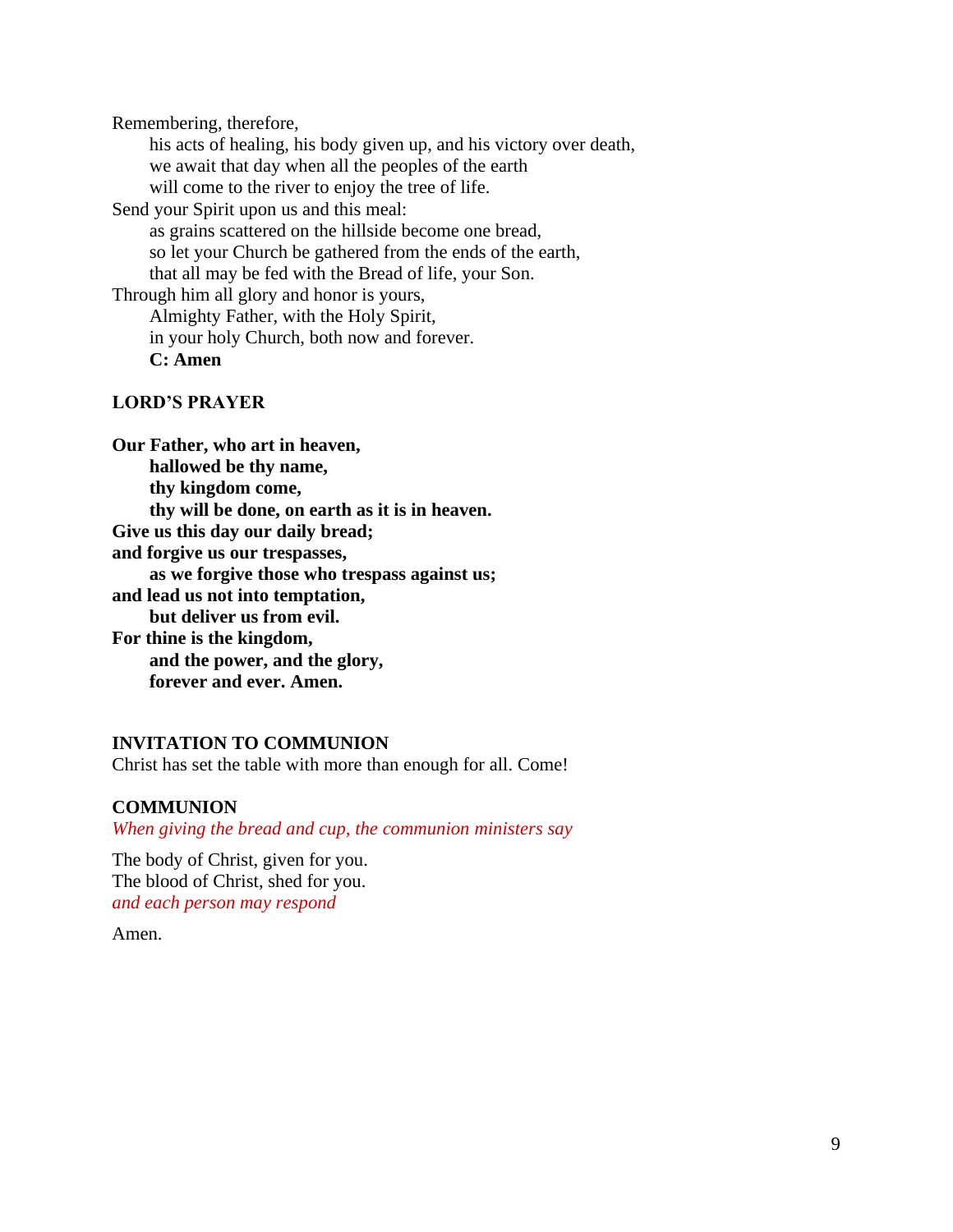Remembering, therefore,
his acts of healing, his body given up, and his victory over death,
we await that day when all the peoples of the earth
will come to the river to enjoy the tree of life.
Send your Spirit upon us and this meal:
as grains scattered on the hillside become one bread,
so let your Church be gathered from the ends of the earth,
that all may be fed with the Bread of life, your Son.
Through him all glory and honor is yours,
Almighty Father, with the Holy Spirit,
in your holy Church, both now and forever.
**C: Amen**

**LORD'S PRAYER**

**Our Father, who art in heaven,**
**hallowed be thy name,**
**thy kingdom come,**
**thy will be done, on earth as it is in heaven.**
**Give us this day our daily bread;**
**and forgive us our trespasses,**
**as we forgive those who trespass against us;**
**and lead us not into temptation,**
**but deliver us from evil.**
**For thine is the kingdom,**
**and the power, and the glory,**
**forever and ever. Amen.**

**INVITATION TO COMMUNION**
Christ has set the table with more than enough for all. Come!

**COMMUNION**
*When giving the bread and cup, the communion ministers say*

The body of Christ, given for you.
The blood of Christ, shed for you.
*and each person may respond*

Amen.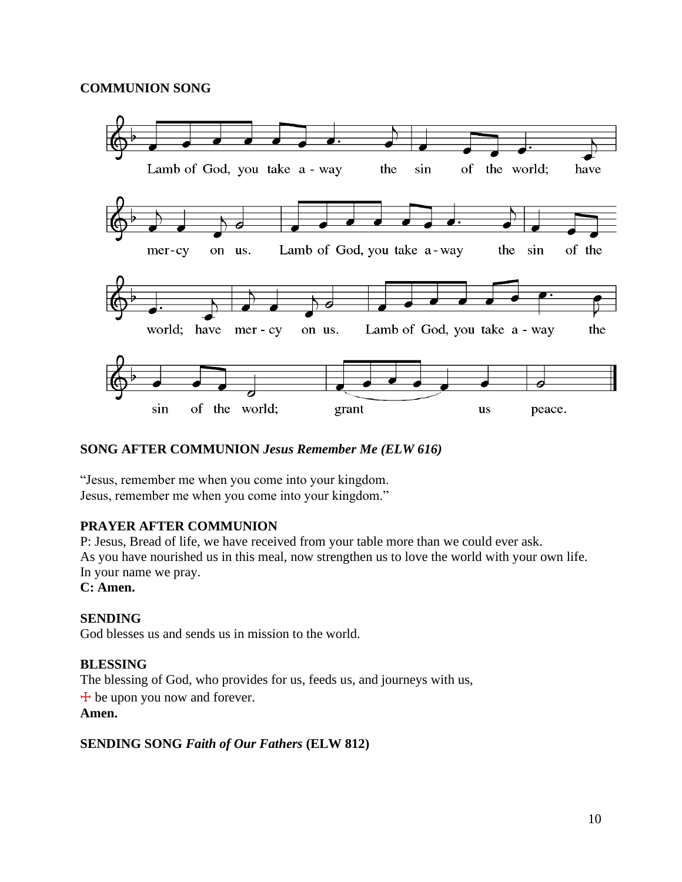**COMMUNION SONG**

Lamb of God, you take away the sin of the world; have mercy on us.
Lamb of God, you take away the sin of the world; have mercy on us.
Lamb of God, you take away the sin of the world; grant us peace.

**SONG AFTER COMMUNION** ***Jesus Remember Me (ELW 616)***

"Jesus, remember me when you come into your kingdom.
Jesus, remember me when you come into your kingdom."

**PRAYER AFTER COMMUNION**

P: Jesus, Bread of life, we have received from your table more than we could ever ask.
As you have nourished us in this meal, now strengthen us to love the world with your own life.
In your name we pray.
**C: Amen.**

**SENDING**

God blesses us and sends us in mission to the world.

**BLESSING**

The blessing of God, who provides for us, feeds us, and journeys with us,
☩ be upon you now and forever.
**Amen.**

**SENDING SONG** ***Faith of Our Fathers*** **(ELW 812)**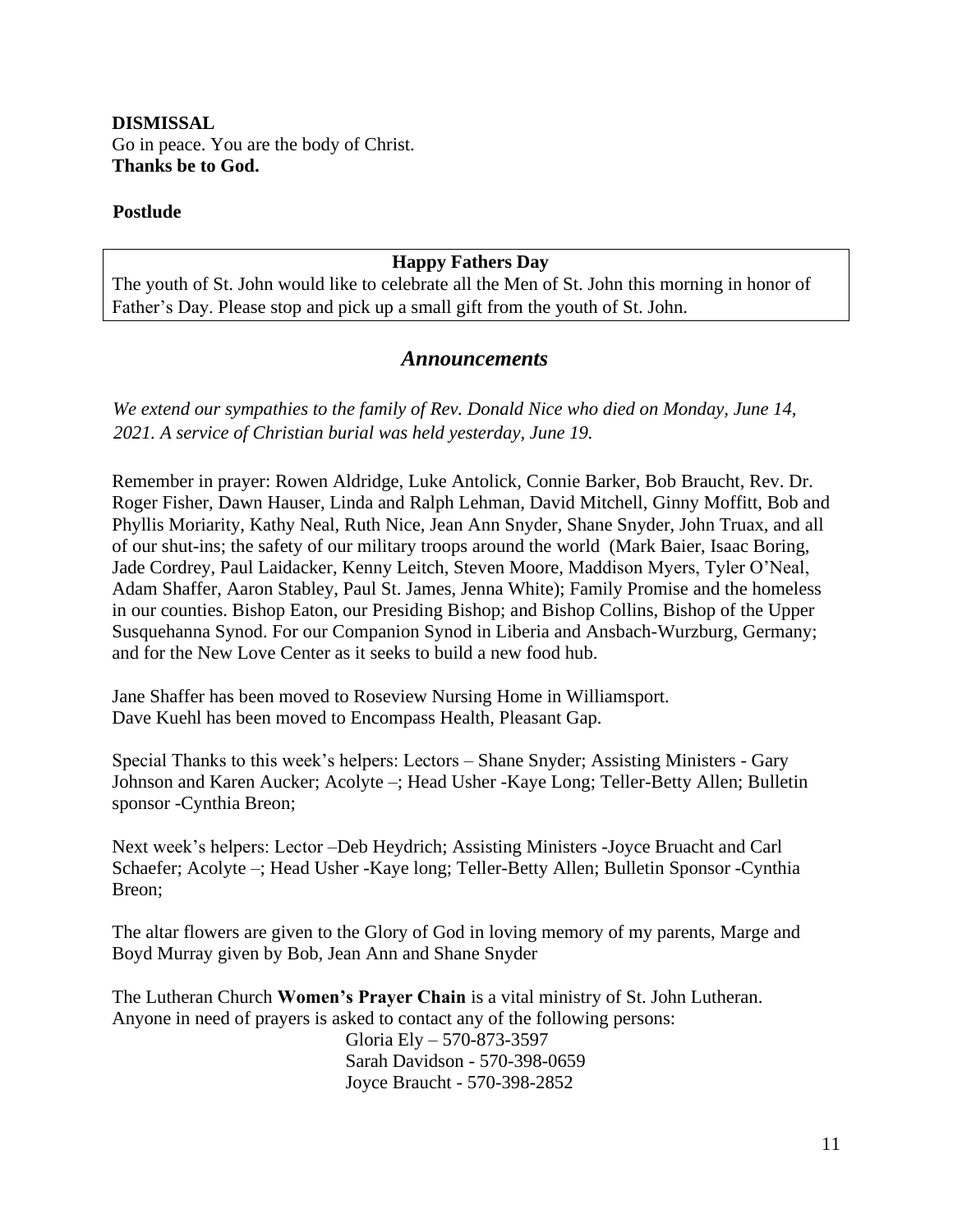**DISMISSAL**
Go in peace. You are the body of Christ.
**Thanks be to God.**

**Postlude**

**Happy Fathers Day**

The youth of St. John would like to celebrate all the Men of St. John this morning in honor of Father's Day. Please stop and pick up a small gift from the youth of St. John.

## *Announcements*

*We extend our sympathies to the family of Rev. Donald Nice who died on Monday, June 14, 2021. A service of Christian burial was held yesterday, June 19.*

Remember in prayer: Rowen Aldridge, Luke Antolick, Connie Barker, Bob Braucht, Rev. Dr. Roger Fisher, Dawn Hauser, Linda and Ralph Lehman, David Mitchell, Ginny Moffitt, Bob and Phyllis Moriarity, Kathy Neal, Ruth Nice, Jean Ann Snyder, Shane Snyder, John Truax, and all of our shut-ins; the safety of our military troops around the world (Mark Baier, Isaac Boring, Jade Cordrey, Paul Laidacker, Kenny Leitch, Steven Moore, Maddison Myers, Tyler O'Neal, Adam Shaffer, Aaron Stabley, Paul St. James, Jenna White); Family Promise and the homeless in our counties. Bishop Eaton, our Presiding Bishop; and Bishop Collins, Bishop of the Upper Susquehanna Synod. For our Companion Synod in Liberia and Ansbach-Wurzburg, Germany; and for the New Love Center as it seeks to build a new food hub.

Jane Shaffer has been moved to Roseview Nursing Home in Williamsport.
Dave Kuehl has been moved to Encompass Health, Pleasant Gap.

Special Thanks to this week's helpers: Lectors – Shane Snyder; Assisting Ministers - Gary Johnson and Karen Aucker; Acolyte –; Head Usher -Kaye Long; Teller-Betty Allen; Bulletin sponsor -Cynthia Breon;

Next week's helpers: Lector –Deb Heydrich; Assisting Ministers -Joyce Bruacht and Carl Schaefer; Acolyte –; Head Usher -Kaye long; Teller-Betty Allen; Bulletin Sponsor -Cynthia Breon;

The altar flowers are given to the Glory of God in loving memory of my parents, Marge and Boyd Murray given by Bob, Jean Ann and Shane Snyder

The Lutheran Church **Women's Prayer Chain** is a vital ministry of St. John Lutheran. Anyone in need of prayers is asked to contact any of the following persons:

Gloria Ely – 570-873-3597
Sarah Davidson - 570-398-0659
Joyce Braucht - 570-398-2852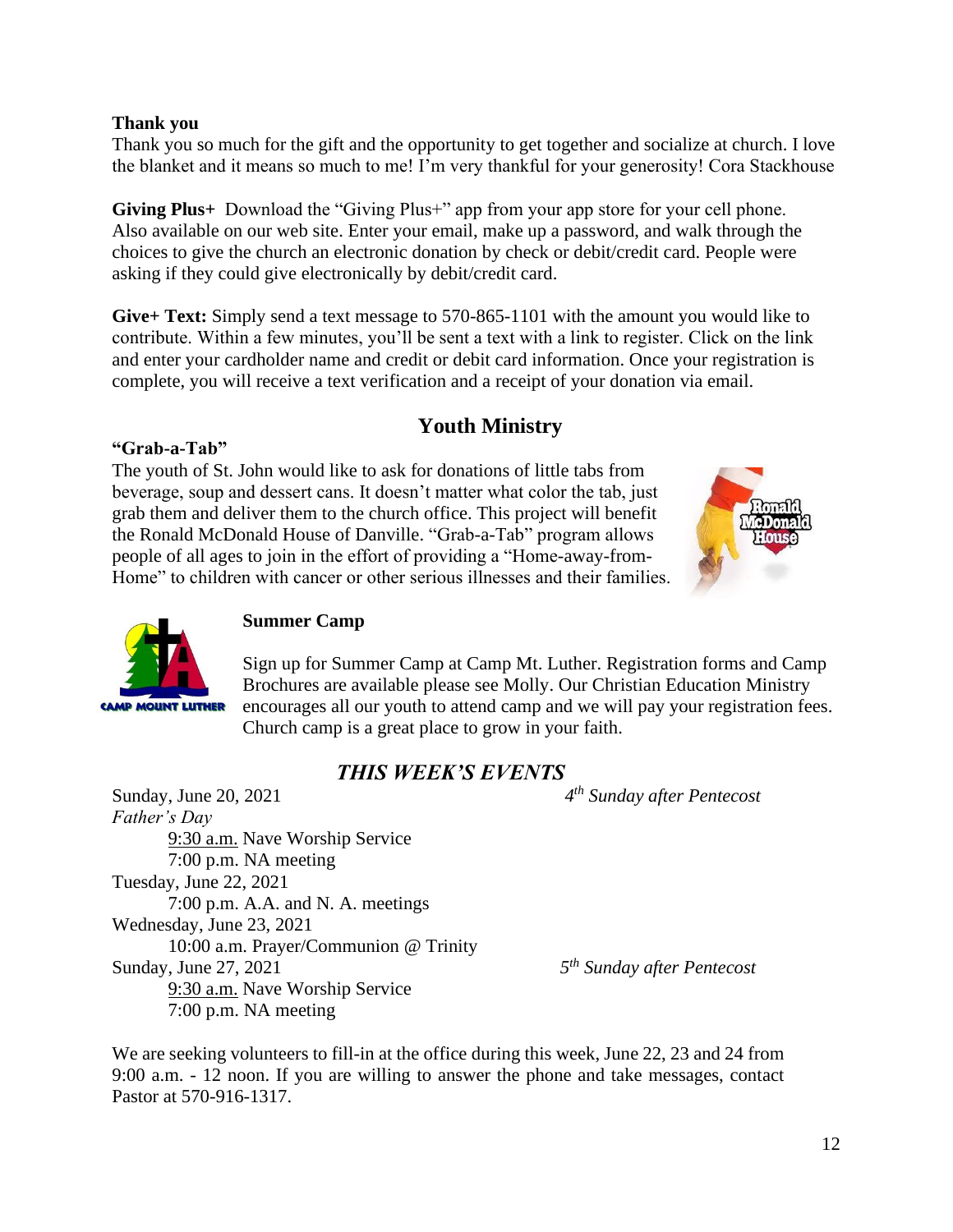**Thank you**

Thank you so much for the gift and the opportunity to get together and socialize at church. I love the blanket and it means so much to me! I'm very thankful for your generosity! Cora Stackhouse

**Giving Plus+** Download the "Giving Plus+" app from your app store for your cell phone. Also available on our web site. Enter your email, make up a password, and walk through the choices to give the church an electronic donation by check or debit/credit card. People were asking if they could give electronically by debit/credit card.

**Give+ Text:** Simply send a text message to 570-865-1101 with the amount you would like to contribute. Within a few minutes, you'll be sent a text with a link to register. Click on the link and enter your cardholder name and credit or debit card information. Once your registration is complete, you will receive a text verification and a receipt of your donation via email.

## Youth Ministry

**"Grab-a-Tab"**

The youth of St. John would like to ask for donations of little tabs from beverage, soup and dessert cans. It doesn't matter what color the tab, just grab them and deliver them to the church office. This project will benefit the Ronald McDonald House of Danville. "Grab-a-Tab" program allows people of all ages to join in the effort of providing a "Home-away-from-Home" to children with cancer or other serious illnesses and their families.

**Summer Camp**

Sign up for Summer Camp at Camp Mt. Luther. Registration forms and Camp Brochures are available please see Molly. Our Christian Education Ministry encourages all our youth to attend camp and we will pay your registration fees. Church camp is a great place to grow in your faith.

## *THIS WEEK'S EVENTS*

Sunday, June 20, 2021 — *4th Sunday after Pentecost*
*Father's Day*
- 9:30 a.m. Nave Worship Service
- 7:00 p.m. NA meeting

Tuesday, June 22, 2021
- 7:00 p.m. A.A. and N. A. meetings

Wednesday, June 23, 2021
- 10:00 a.m. Prayer/Communion @ Trinity

Sunday, June 27, 2021 — *5th Sunday after Pentecost*
- 9:30 a.m. Nave Worship Service
- 7:00 p.m. NA meeting

We are seeking volunteers to fill-in at the office during this week, June 22, 23 and 24 from 9:00 a.m. - 12 noon. If you are willing to answer the phone and take messages, contact Pastor at 570-916-1317.